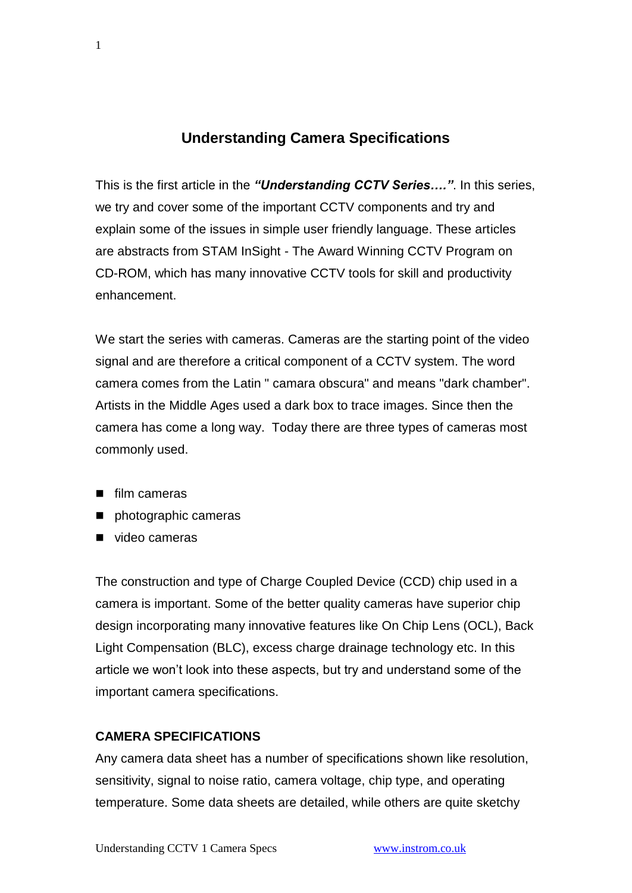## Understanding Camera Specifications

This is the first article in the ***"Understanding CCTV Series…."***. In this series, we try and cover some of the important CCTV components and try and explain some of the issues in simple user friendly language. These articles are abstracts from STAM InSight - The Award Winning CCTV Program on CD-ROM, which has many innovative CCTV tools for skill and productivity enhancement.

We start the series with cameras. Cameras are the starting point of the video signal and are therefore a critical component of a CCTV system. The word camera comes from the Latin " camara obscura" and means "dark chamber". Artists in the Middle Ages used a dark box to trace images. Since then the camera has come a long way. Today there are three types of cameras most commonly used.

- film cameras
- photographic cameras
- video cameras

The construction and type of Charge Coupled Device (CCD) chip used in a camera is important. Some of the better quality cameras have superior chip design incorporating many innovative features like On Chip Lens (OCL), Back Light Compensation (BLC), excess charge drainage technology etc. In this article we won't look into these aspects, but try and understand some of the important camera specifications.

### CAMERA SPECIFICATIONS

Any camera data sheet has a number of specifications shown like resolution, sensitivity, signal to noise ratio, camera voltage, chip type, and operating temperature. Some data sheets are detailed, while others are quite sketchy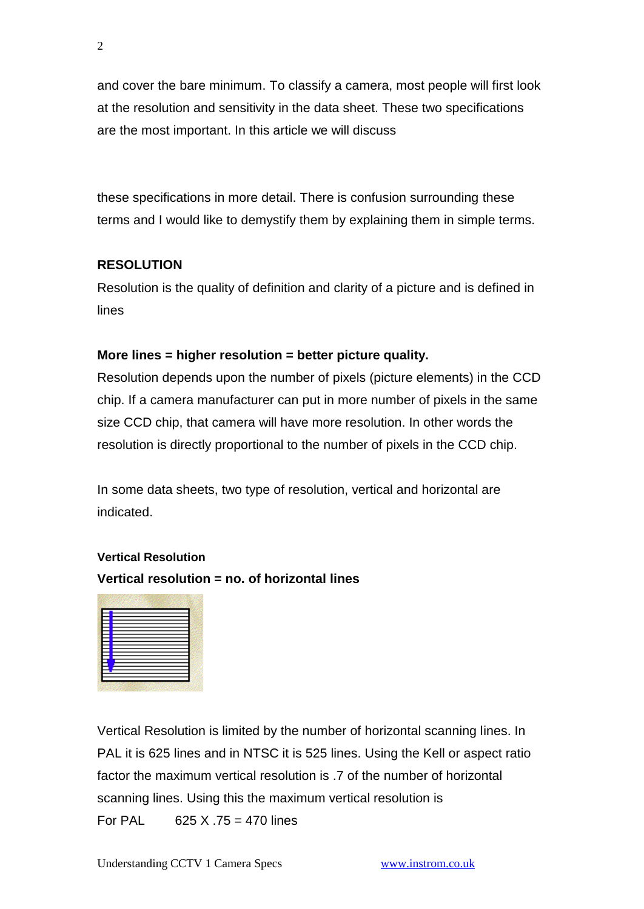and cover the bare minimum. To classify a camera, most people will first look at the resolution and sensitivity in the data sheet. These two specifications are the most important. In this article we will discuss

these specifications in more detail. There is confusion surrounding these terms and I would like to demystify them by explaining them in simple terms.

## RESOLUTION

Resolution is the quality of definition and clarity of a picture and is defined in lines

**More lines = higher resolution = better picture quality.**

Resolution depends upon the number of pixels (picture elements) in the CCD chip. If a camera manufacturer can put in more number of pixels in the same size CCD chip, that camera will have more resolution. In other words the resolution is directly proportional to the number of pixels in the CCD chip.

In some data sheets, two type of resolution, vertical and horizontal are indicated.

### Vertical Resolution

**Vertical resolution = no. of horizontal lines**

Vertical Resolution is limited by the number of horizontal scanning lines. In PAL it is 625 lines and in NTSC it is 525 lines. Using the Kell or aspect ratio factor the maximum vertical resolution is .7 of the number of horizontal scanning lines. Using this the maximum vertical resolution is

For PAL    625 X .75 = 470 lines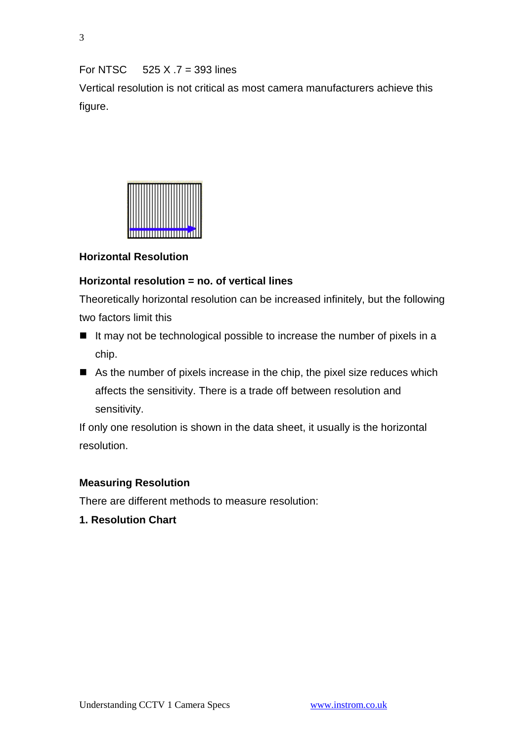For NTSC 525 X .7 = 393 lines

Vertical resolution is not critical as most camera manufacturers achieve this figure.

**Horizontal Resolution**

**Horizontal resolution = no. of vertical lines**

Theoretically horizontal resolution can be increased infinitely, but the following two factors limit this

- It may not be technological possible to increase the number of pixels in a chip.
- As the number of pixels increase in the chip, the pixel size reduces which affects the sensitivity. There is a trade off between resolution and sensitivity.

If only one resolution is shown in the data sheet, it usually is the horizontal resolution.

**Measuring Resolution**

There are different methods to measure resolution:

**1. Resolution Chart**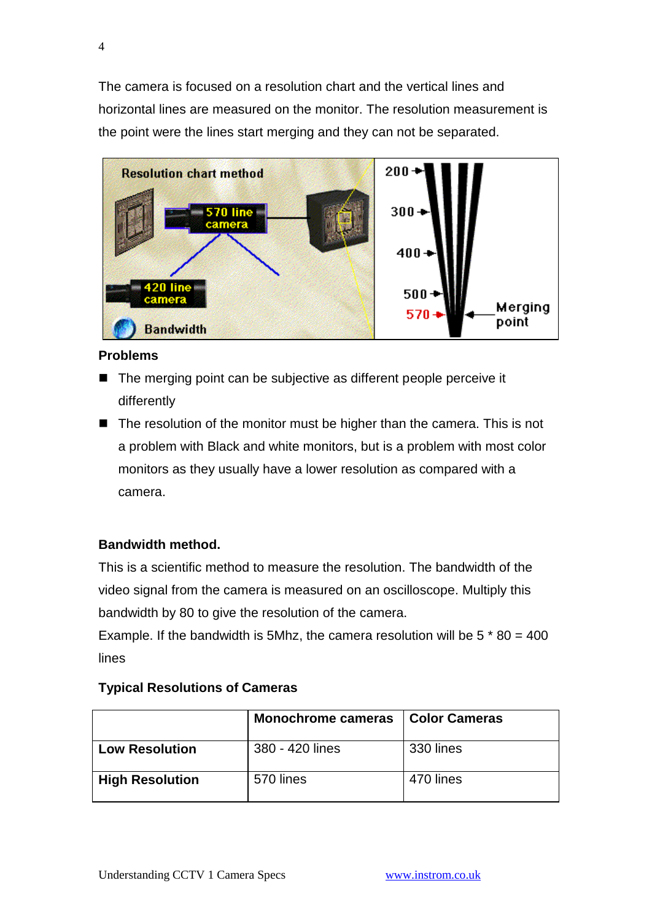The camera is focused on a resolution chart and the vertical lines and horizontal lines are measured on the monitor. The resolution measurement is the point were the lines start merging and they can not be separated.

**Problems**

- The merging point can be subjective as different people perceive it differently
- The resolution of the monitor must be higher than the camera. This is not a problem with Black and white monitors, but is a problem with most color monitors as they usually have a lower resolution as compared with a camera.

**Bandwidth method.**

This is a scientific method to measure the resolution. The bandwidth of the video signal from the camera is measured on an oscilloscope. Multiply this bandwidth by 80 to give the resolution of the camera.

Example. If the bandwidth is 5Mhz, the camera resolution will be 5 * 80 = 400 lines

**Typical Resolutions of Cameras**

| | **Monochrome cameras** | **Color Cameras** |
|---|---|---|
| **Low Resolution** | 380 - 420 lines | 330 lines |
| **High Resolution** | 570 lines | 470 lines |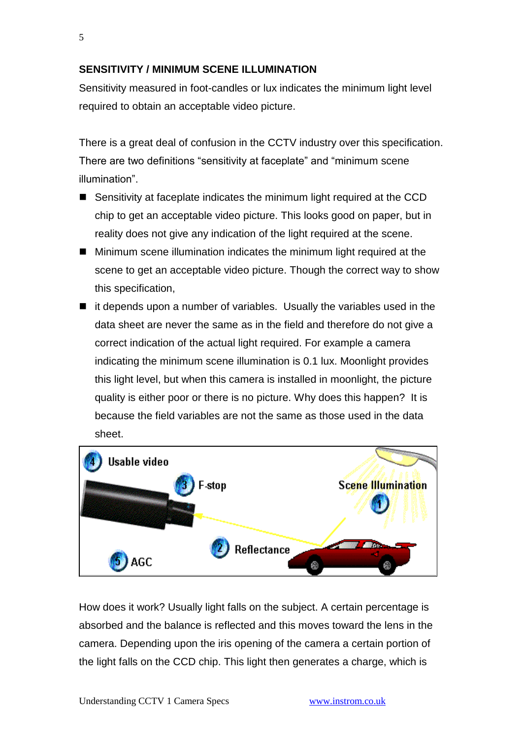## SENSITIVITY / MINIMUM SCENE ILLUMINATION

Sensitivity measured in foot-candles or lux indicates the minimum light level required to obtain an acceptable video picture.

There is a great deal of confusion in the CCTV industry over this specification. There are two definitions “sensitivity at faceplate” and “minimum scene illumination”.

- Sensitivity at faceplate indicates the minimum light required at the CCD chip to get an acceptable video picture. This looks good on paper, but in reality does not give any indication of the light required at the scene.
- Minimum scene illumination indicates the minimum light required at the scene to get an acceptable video picture. Though the correct way to show this specification,
- it depends upon a number of variables. Usually the variables used in the data sheet are never the same as in the field and therefore do not give a correct indication of the actual light required. For example a camera indicating the minimum scene illumination is 0.1 lux. Moonlight provides this light level, but when this camera is installed in moonlight, the picture quality is either poor or there is no picture. Why does this happen? It is because the field variables are not the same as those used in the data sheet.

How does it work? Usually light falls on the subject. A certain percentage is absorbed and the balance is reflected and this moves toward the lens in the camera. Depending upon the iris opening of the camera a certain portion of the light falls on the CCD chip. This light then generates a charge, which is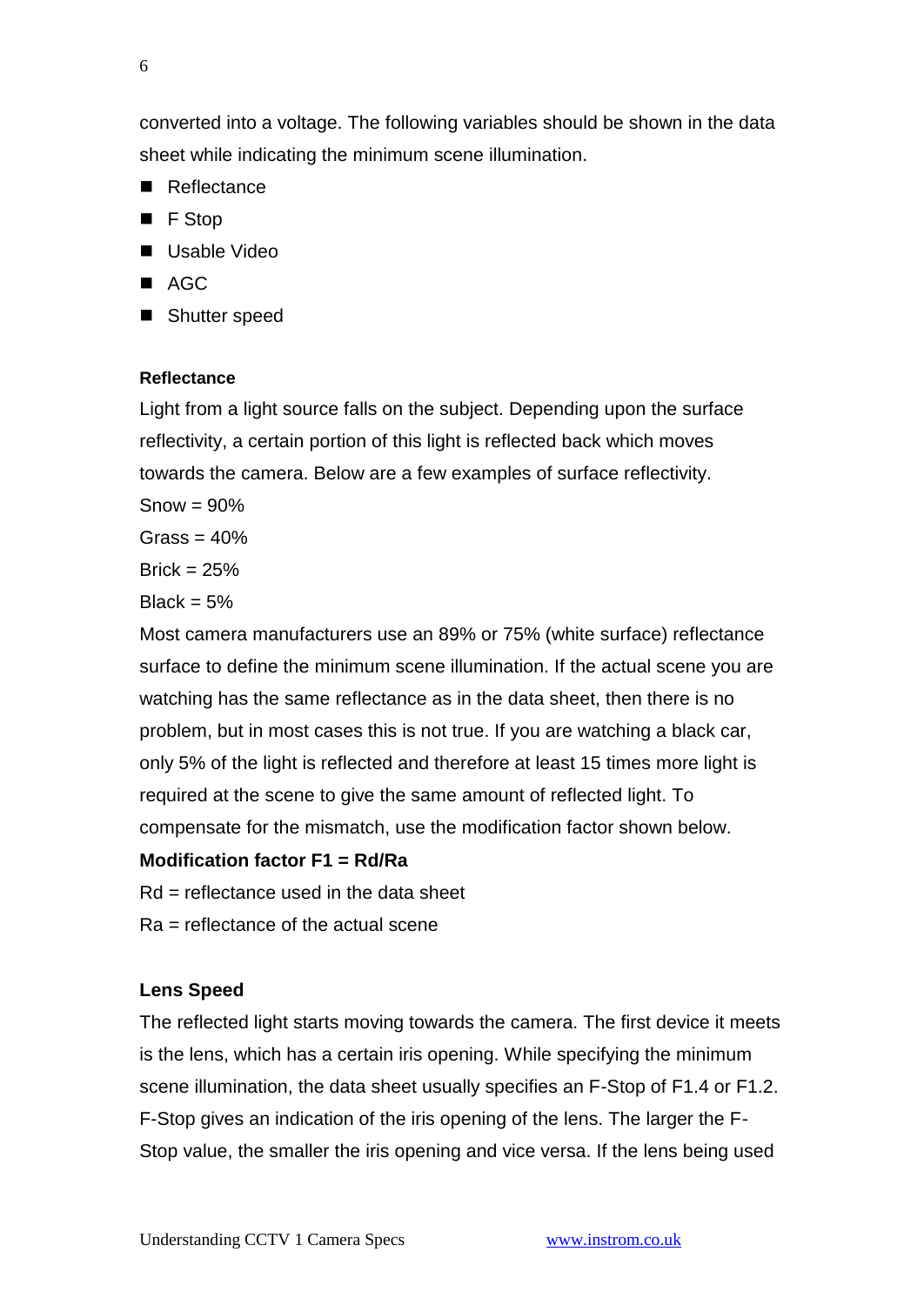converted into a voltage. The following variables should be shown in the data sheet while indicating the minimum scene illumination.

- Reflectance
- F Stop
- Usable Video
- AGC
- Shutter speed

**Reflectance**

Light from a light source falls on the subject. Depending upon the surface reflectivity, a certain portion of this light is reflected back which moves towards the camera. Below are a few examples of surface reflectivity.

Snow = 90%

Grass = 40%

Brick = 25%

Black = 5%

Most camera manufacturers use an 89% or 75% (white surface) reflectance surface to define the minimum scene illumination. If the actual scene you are watching has the same reflectance as in the data sheet, then there is no problem, but in most cases this is not true. If you are watching a black car, only 5% of the light is reflected and therefore at least 15 times more light is required at the scene to give the same amount of reflected light. To compensate for the mismatch, use the modification factor shown below.

**Modification factor F1 = Rd/Ra**

Rd = reflectance used in the data sheet

Ra = reflectance of the actual scene

**Lens Speed**

The reflected light starts moving towards the camera. The first device it meets is the lens, which has a certain iris opening. While specifying the minimum scene illumination, the data sheet usually specifies an F-Stop of F1.4 or F1.2. F-Stop gives an indication of the iris opening of the lens. The larger the F-Stop value, the smaller the iris opening and vice versa. If the lens being used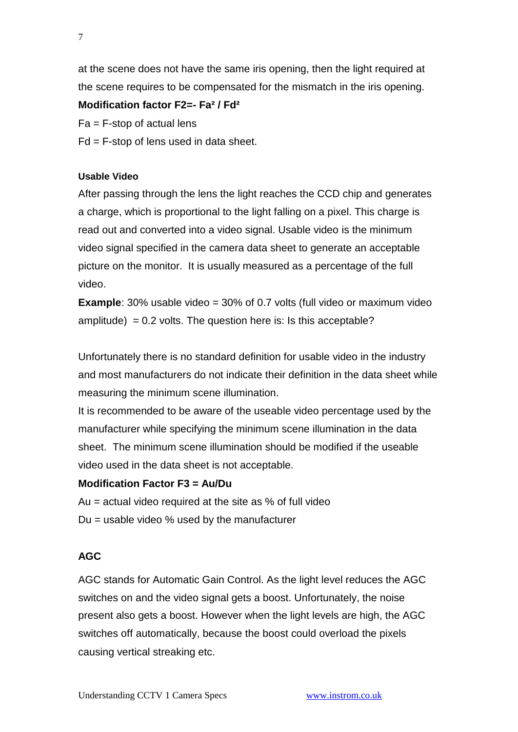at the scene does not have the same iris opening, then the light required at the scene requires to be compensated for the mismatch in the iris opening.

**Modification factor F2=- $Fa^2$ / $Fd^2$**

Fa = F-stop of actual lens

Fd = F-stop of lens used in data sheet.

#### Usable Video

After passing through the lens the light reaches the CCD chip and generates a charge, which is proportional to the light falling on a pixel. This charge is read out and converted into a video signal. Usable video is the minimum video signal specified in the camera data sheet to generate an acceptable picture on the monitor. It is usually measured as a percentage of the full video.

**Example**: 30% usable video = 30% of 0.7 volts (full video or maximum video amplitude) = 0.2 volts. The question here is: Is this acceptable?

Unfortunately there is no standard definition for usable video in the industry and most manufacturers do not indicate their definition in the data sheet while measuring the minimum scene illumination.

It is recommended to be aware of the useable video percentage used by the manufacturer while specifying the minimum scene illumination in the data sheet. The minimum scene illumination should be modified if the useable video used in the data sheet is not acceptable.

**Modification Factor F3 = Au/Du**

Au = actual video required at the site as % of full video

Du = usable video % used by the manufacturer

### AGC

AGC stands for Automatic Gain Control. As the light level reduces the AGC switches on and the video signal gets a boost. Unfortunately, the noise present also gets a boost. However when the light levels are high, the AGC switches off automatically, because the boost could overload the pixels causing vertical streaking etc.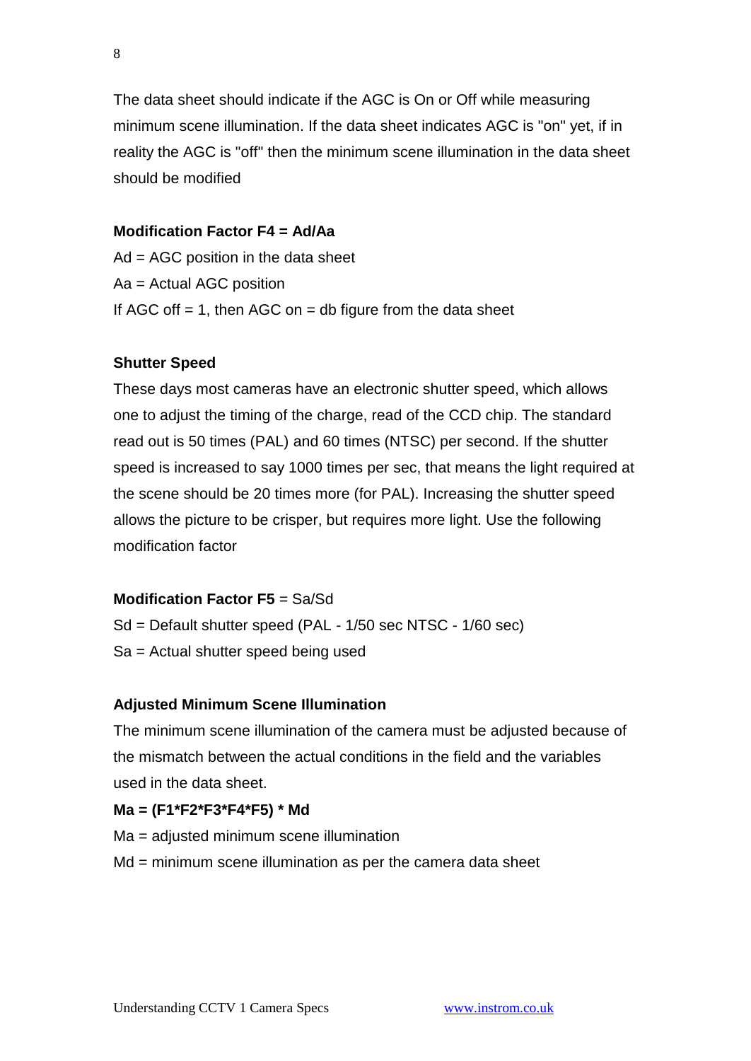The data sheet should indicate if the AGC is On or Off while measuring minimum scene illumination. If the data sheet indicates AGC is "on" yet, if in reality the AGC is "off" then the minimum scene illumination in the data sheet should be modified

**Modification Factor F4 = Ad/Aa**

Ad = AGC position in the data sheet

Aa = Actual AGC position

If AGC off = 1, then AGC on = db figure from the data sheet

**Shutter Speed**

These days most cameras have an electronic shutter speed, which allows one to adjust the timing of the charge, read of the CCD chip. The standard read out is 50 times (PAL) and 60 times (NTSC) per second. If the shutter speed is increased to say 1000 times per sec, that means the light required at the scene should be 20 times more (for PAL). Increasing the shutter speed allows the picture to be crisper, but requires more light. Use the following modification factor

**Modification Factor F5** = Sa/Sd

Sd = Default shutter speed (PAL - 1/50 sec NTSC - 1/60 sec)

Sa = Actual shutter speed being used

**Adjusted Minimum Scene Illumination**

The minimum scene illumination of the camera must be adjusted because of the mismatch between the actual conditions in the field and the variables used in the data sheet.

**Ma = (F1*F2*F3*F4*F5) * Md**

Ma = adjusted minimum scene illumination

Md = minimum scene illumination as per the camera data sheet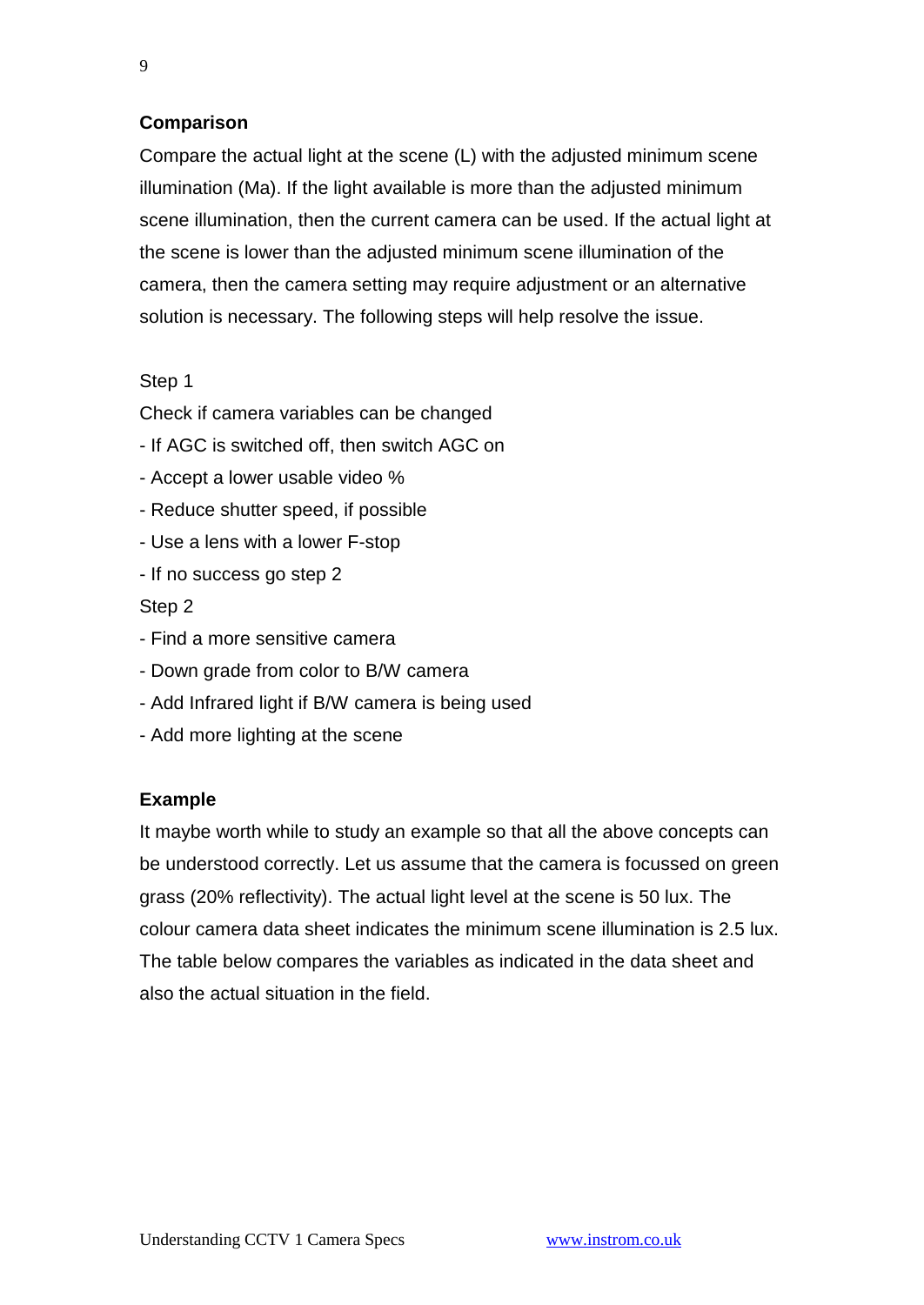**Comparison**

Compare the actual light at the scene (L) with the adjusted minimum scene illumination (Ma). If the light available is more than the adjusted minimum scene illumination, then the current camera can be used. If the actual light at the scene is lower than the adjusted minimum scene illumination of the camera, then the camera setting may require adjustment or an alternative solution is necessary. The following steps will help resolve the issue.

Step 1

Check if camera variables can be changed

- If AGC is switched off, then switch AGC on
- Accept a lower usable video %
- Reduce shutter speed, if possible
- Use a lens with a lower F-stop
- If no success go step 2

Step 2

- Find a more sensitive camera
- Down grade from color to B/W camera
- Add Infrared light if B/W camera is being used
- Add more lighting at the scene

**Example**

It maybe worth while to study an example so that all the above concepts can be understood correctly. Let us assume that the camera is focussed on green grass (20% reflectivity). The actual light level at the scene is 50 lux. The colour camera data sheet indicates the minimum scene illumination is 2.5 lux. The table below compares the variables as indicated in the data sheet and also the actual situation in the field.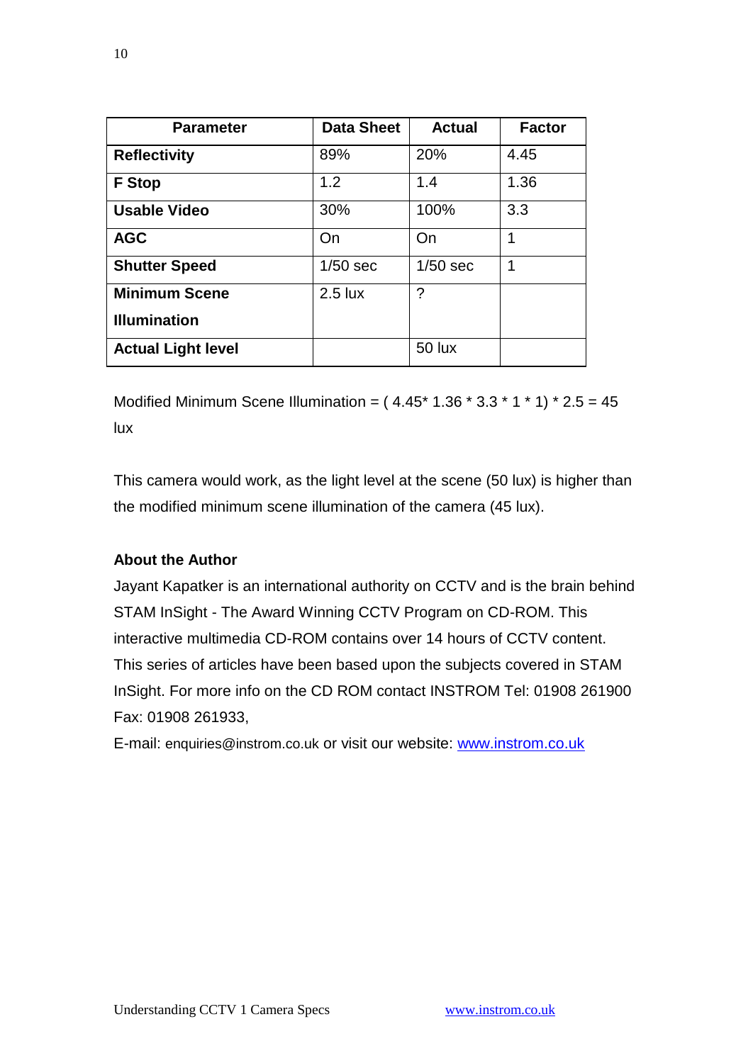| Parameter | Data Sheet | Actual | Factor |
| --- | --- | --- | --- |
| **Reflectivity** | 89% | 20% | 4.45 |
| **F Stop** | 1.2 | 1.4 | 1.36 |
| **Usable Video** | 30% | 100% | 3.3 |
| **AGC** | On | On | 1 |
| **Shutter Speed** | 1/50 sec | 1/50 sec | 1 |
| **Minimum Scene Illumination** | 2.5 lux | ? | |
| **Actual Light level** | | 50 lux | |

Modified Minimum Scene Illumination = ( 4.45* 1.36 * 3.3 * 1 * 1) * 2.5 = 45 lux

This camera would work, as the light level at the scene (50 lux) is higher than the modified minimum scene illumination of the camera (45 lux).

**About the Author**

Jayant Kapatker is an international authority on CCTV and is the brain behind STAM InSight - The Award Winning CCTV Program on CD-ROM. This interactive multimedia CD-ROM contains over 14 hours of CCTV content. This series of articles have been based upon the subjects covered in STAM InSight. For more info on the CD ROM contact INSTROM Tel: 01908 261900 Fax: 01908 261933,

E-mail: enquiries@instrom.co.uk or visit our website: www.instrom.co.uk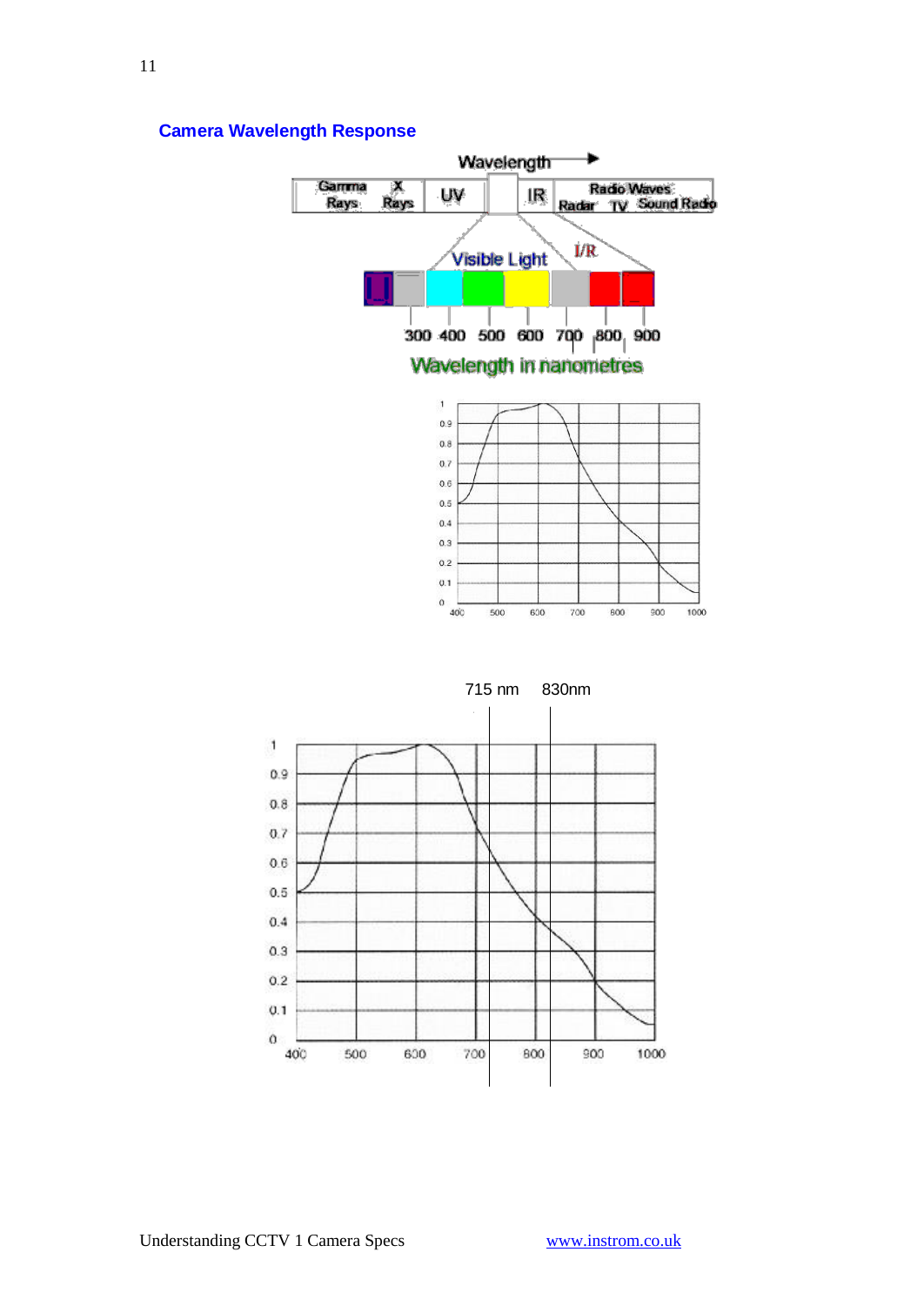## Camera Wavelength Response

Wavelength →

Gamma Rays | X Rays | UV | IR | Radio Waves Radar TV Sound Radio

Visible Light I/R

300 400 500 600 700 800 900

Wavelength in nanometres

715 nm 830nm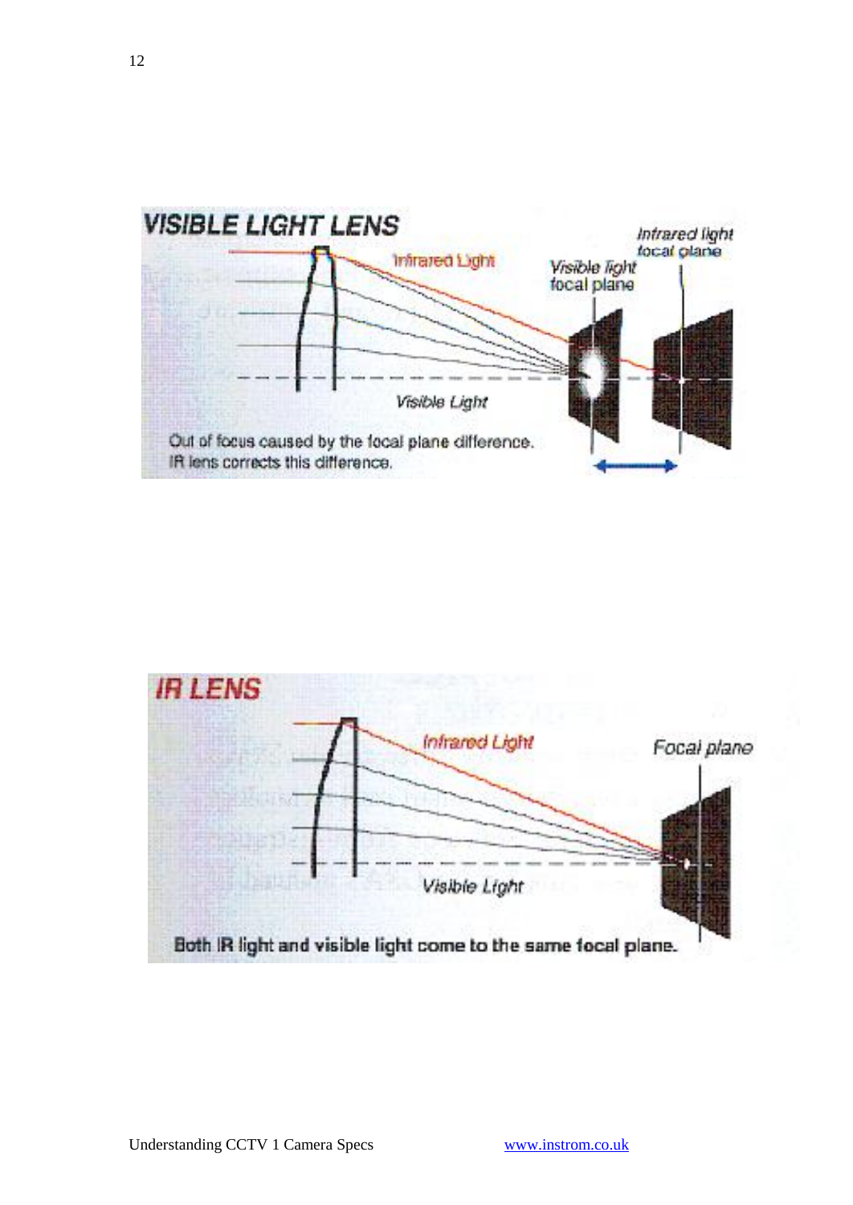VISIBLE LIGHT LENS

Infrared light focal plane

Infrared Light

Visible light focal plane

Visible Light

Out of focus caused by the focal plane difference.
IR lens corrects this difference.

IR LENS

Infrared Light

Focal plane

Visible Light

Both IR light and visible light come to the same focal plane.